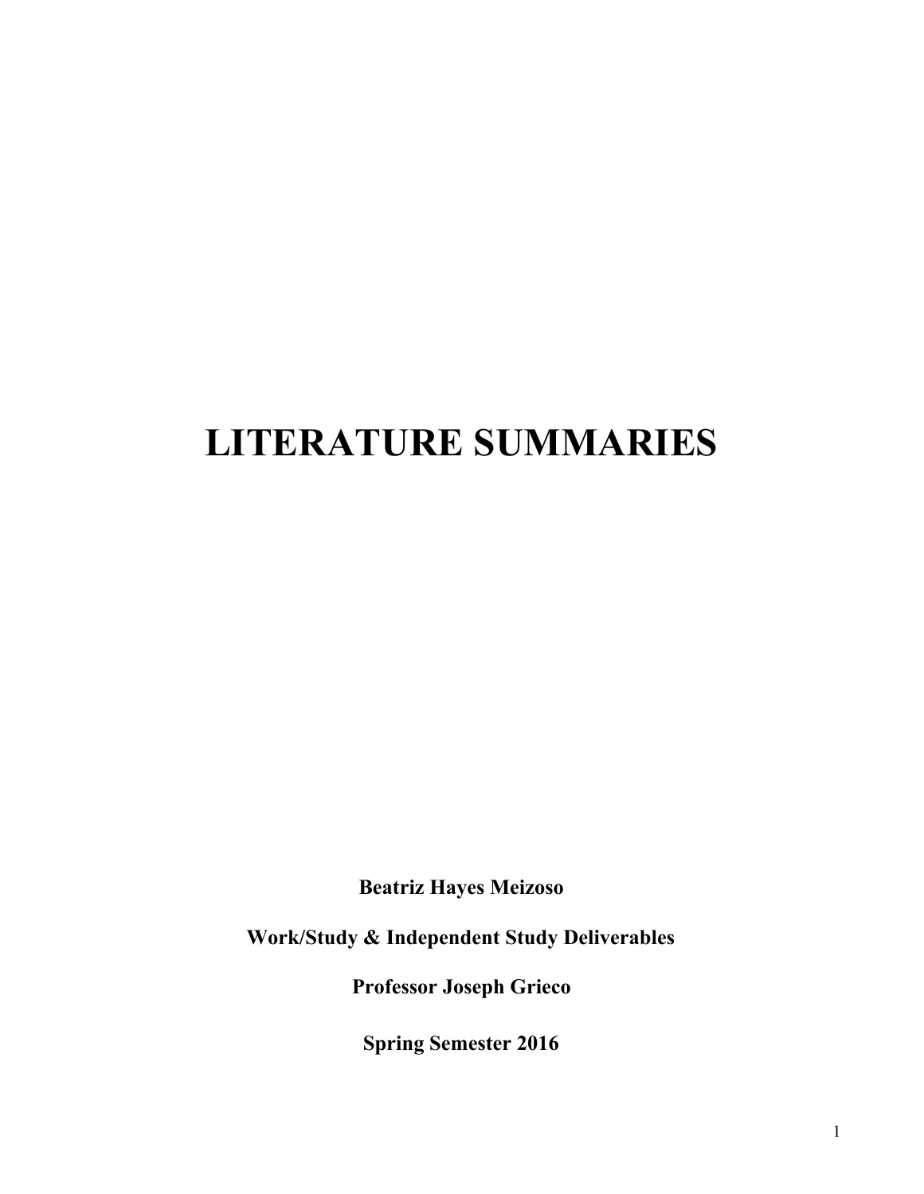# LITERATURE SUMMARIES

**Beatriz Hayes Meizoso**

**Work/Study & Independent Study Deliverables**

**Professor Joseph Grieco**

**Spring Semester 2016**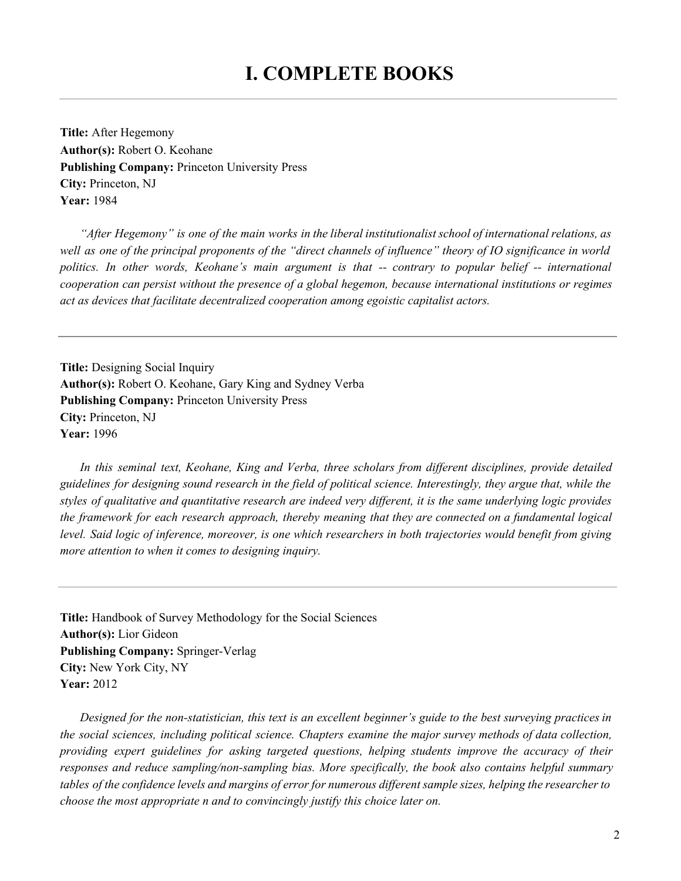# I. COMPLETE BOOKS

---

**Title:** After Hegemony
**Author(s):** Robert O. Keohane
**Publishing Company:** Princeton University Press
**City:** Princeton, NJ
**Year:** 1984

*"After Hegemony" is one of the main works in the liberal institutionalist school of international relations, as well as one of the principal proponents of the "direct channels of influence" theory of IO significance in world politics. In other words, Keohane's main argument is that -- contrary to popular belief -- international cooperation can persist without the presence of a global hegemon, because international institutions or regimes act as devices that facilitate decentralized cooperation among egoistic capitalist actors.*

---

**Title:** Designing Social Inquiry
**Author(s):** Robert O. Keohane, Gary King and Sydney Verba
**Publishing Company:** Princeton University Press
**City:** Princeton, NJ
**Year:** 1996

*In this seminal text, Keohane, King and Verba, three scholars from different disciplines, provide detailed guidelines for designing sound research in the field of political science. Interestingly, they argue that, while the styles of qualitative and quantitative research are indeed very different, it is the same underlying logic provides the framework for each research approach, thereby meaning that they are connected on a fundamental logical level. Said logic of inference, moreover, is one which researchers in both trajectories would benefit from giving more attention to when it comes to designing inquiry.*

---

**Title:** Handbook of Survey Methodology for the Social Sciences
**Author(s):** Lior Gideon
**Publishing Company:** Springer-Verlag
**City:** New York City, NY
**Year:** 2012

*Designed for the non-statistician, this text is an excellent beginner's guide to the best surveying practices in the social sciences, including political science. Chapters examine the major survey methods of data collection, providing expert guidelines for asking targeted questions, helping students improve the accuracy of their responses and reduce sampling/non-sampling bias. More specifically, the book also contains helpful summary tables of the confidence levels and margins of error for numerous different sample sizes, helping the researcher to choose the most appropriate n and to convincingly justify this choice later on.*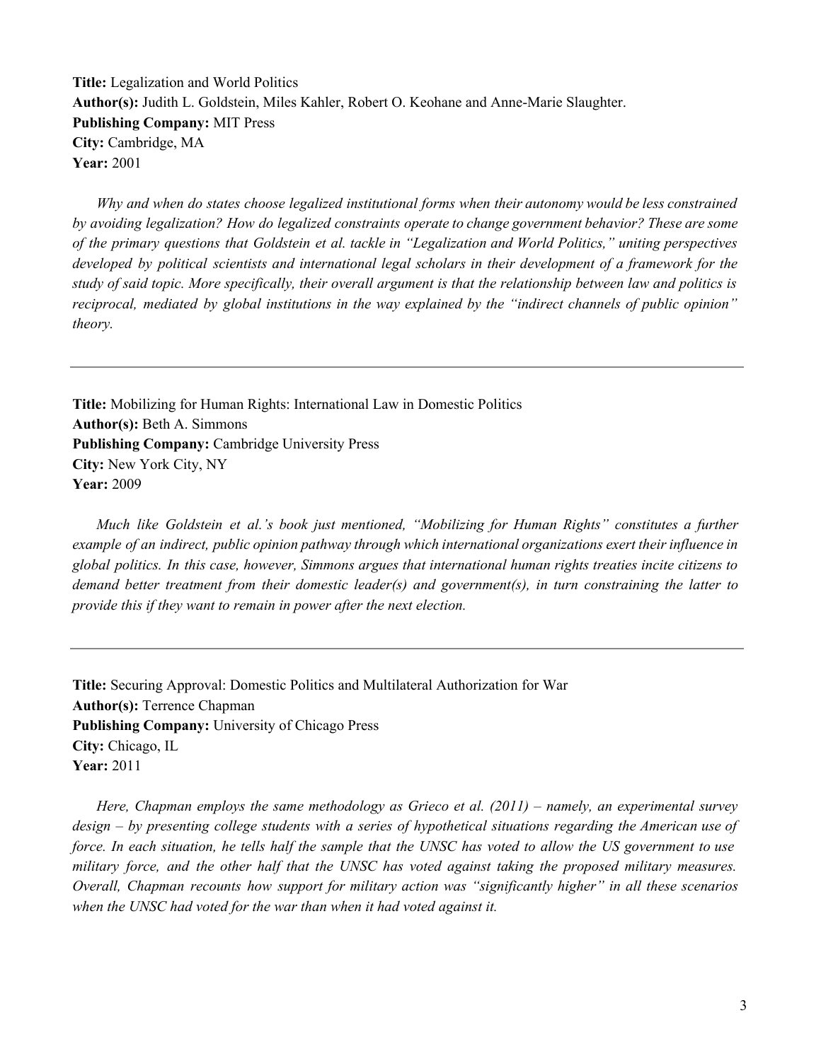**Title:** Legalization and World Politics
**Author(s):** Judith L. Goldstein, Miles Kahler, Robert O. Keohane and Anne-Marie Slaughter.
**Publishing Company:** MIT Press
**City:** Cambridge, MA
**Year:** 2001

*Why and when do states choose legalized institutional forms when their autonomy would be less constrained by avoiding legalization? How do legalized constraints operate to change government behavior? These are some of the primary questions that Goldstein et al. tackle in "Legalization and World Politics," uniting perspectives developed by political scientists and international legal scholars in their development of a framework for the study of said topic. More specifically, their overall argument is that the relationship between law and politics is reciprocal, mediated by global institutions in the way explained by the "indirect channels of public opinion" theory.*

---

**Title:** Mobilizing for Human Rights: International Law in Domestic Politics
**Author(s):** Beth A. Simmons
**Publishing Company:** Cambridge University Press
**City:** New York City, NY
**Year:** 2009

*Much like Goldstein et al.'s book just mentioned, "Mobilizing for Human Rights" constitutes a further example of an indirect, public opinion pathway through which international organizations exert their influence in global politics. In this case, however, Simmons argues that international human rights treaties incite citizens to demand better treatment from their domestic leader(s) and government(s), in turn constraining the latter to provide this if they want to remain in power after the next election.*

---

**Title:** Securing Approval: Domestic Politics and Multilateral Authorization for War
**Author(s):** Terrence Chapman
**Publishing Company:** University of Chicago Press
**City:** Chicago, IL
**Year:** 2011

*Here, Chapman employs the same methodology as Grieco et al. (2011) – namely, an experimental survey design – by presenting college students with a series of hypothetical situations regarding the American use of force. In each situation, he tells half the sample that the UNSC has voted to allow the US government to use military force, and the other half that the UNSC has voted against taking the proposed military measures. Overall, Chapman recounts how support for military action was "significantly higher" in all these scenarios when the UNSC had voted for the war than when it had voted against it.*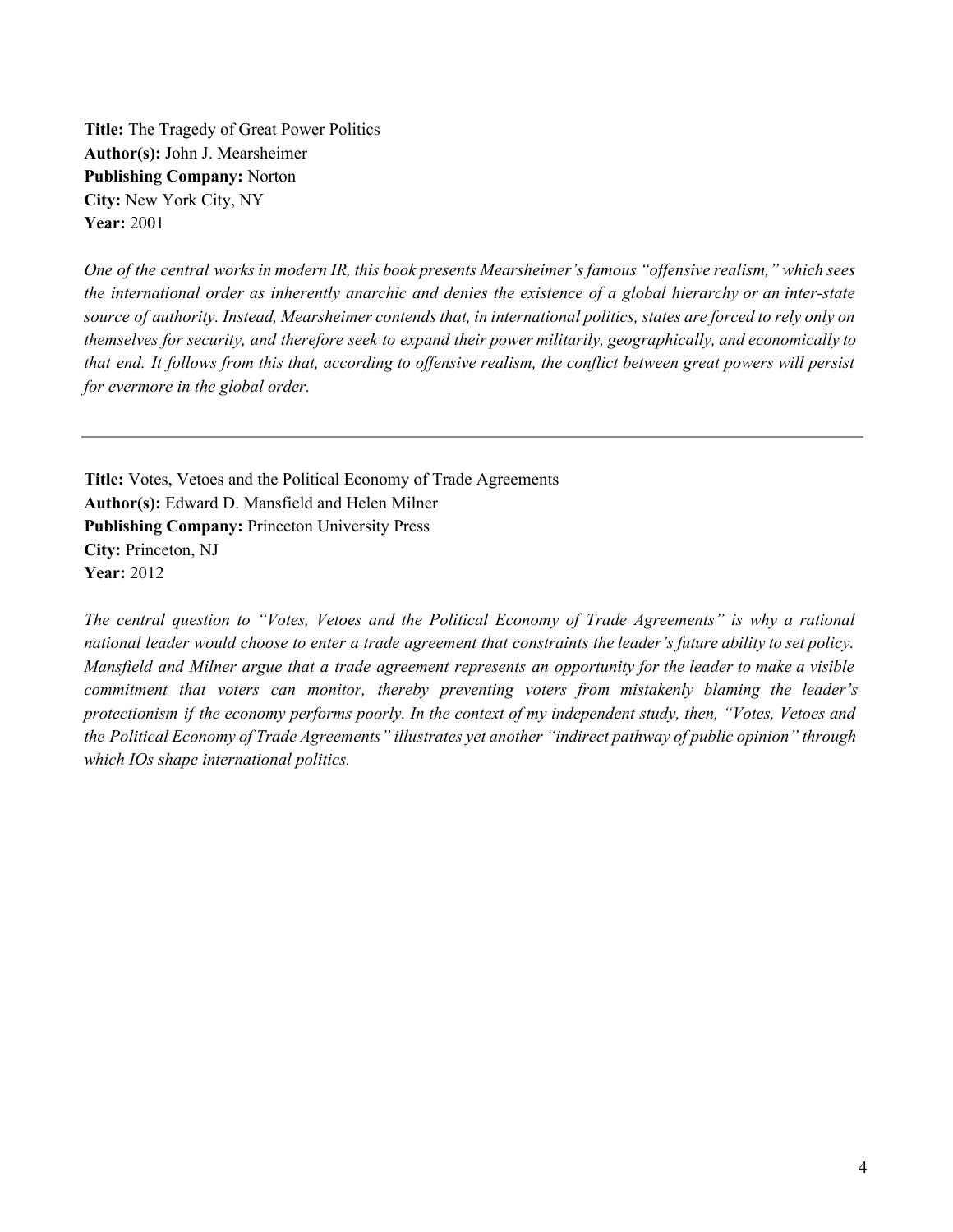**Title:** The Tragedy of Great Power Politics
**Author(s):** John J. Mearsheimer
**Publishing Company:** Norton
**City:** New York City, NY
**Year:** 2001

*One of the central works in modern IR, this book presents Mearsheimer's famous "offensive realism," which sees the international order as inherently anarchic and denies the existence of a global hierarchy or an inter-state source of authority. Instead, Mearsheimer contends that, in international politics, states are forced to rely only on themselves for security, and therefore seek to expand their power militarily, geographically, and economically to that end. It follows from this that, according to offensive realism, the conflict between great powers will persist for evermore in the global order.*

---

**Title:** Votes, Vetoes and the Political Economy of Trade Agreements
**Author(s):** Edward D. Mansfield and Helen Milner
**Publishing Company:** Princeton University Press
**City:** Princeton, NJ
**Year:** 2012

*The central question to "Votes, Vetoes and the Political Economy of Trade Agreements" is why a rational national leader would choose to enter a trade agreement that constraints the leader's future ability to set policy. Mansfield and Milner argue that a trade agreement represents an opportunity for the leader to make a visible commitment that voters can monitor, thereby preventing voters from mistakenly blaming the leader's protectionism if the economy performs poorly. In the context of my independent study, then, "Votes, Vetoes and the Political Economy of Trade Agreements" illustrates yet another "indirect pathway of public opinion" through which IOs shape international politics.*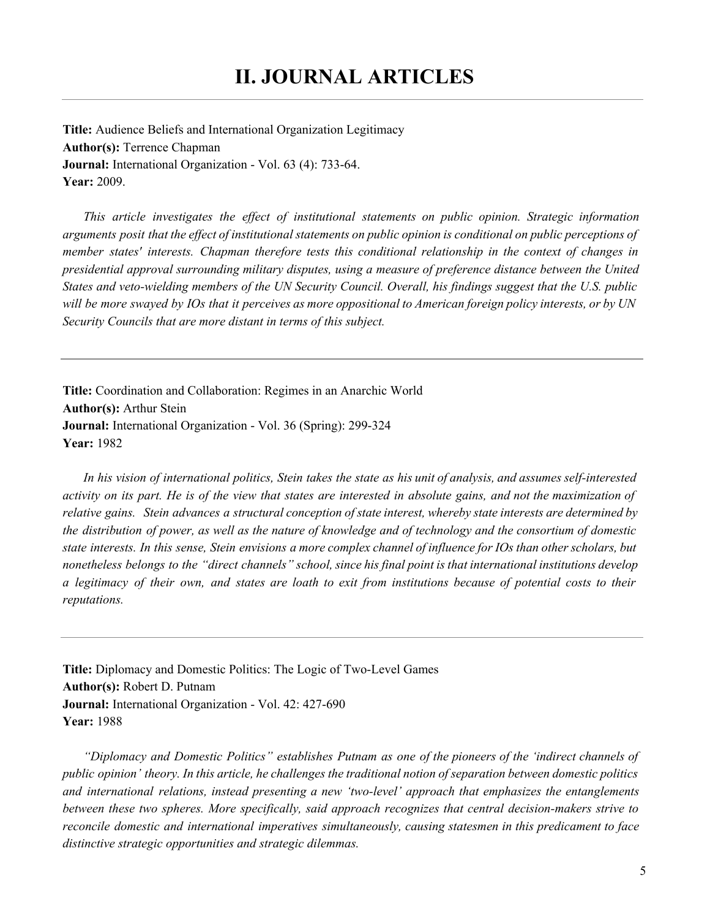# II. JOURNAL ARTICLES

**Title:** Audience Beliefs and International Organization Legitimacy
**Author(s):** Terrence Chapman
**Journal:** International Organization - Vol. 63 (4): 733-64.
**Year:** 2009.

*This article investigates the effect of institutional statements on public opinion. Strategic information arguments posit that the effect of institutional statements on public opinion is conditional on public perceptions of member states' interests. Chapman therefore tests this conditional relationship in the context of changes in presidential approval surrounding military disputes, using a measure of preference distance between the United States and veto-wielding members of the UN Security Council. Overall, his findings suggest that the U.S. public will be more swayed by IOs that it perceives as more oppositional to American foreign policy interests, or by UN Security Councils that are more distant in terms of this subject.*

---

**Title:** Coordination and Collaboration: Regimes in an Anarchic World
**Author(s):** Arthur Stein
**Journal:** International Organization - Vol. 36 (Spring): 299-324
**Year:** 1982

*In his vision of international politics, Stein takes the state as his unit of analysis, and assumes self-interested activity on its part. He is of the view that states are interested in absolute gains, and not the maximization of relative gains. Stein advances a structural conception of state interest, whereby state interests are determined by the distribution of power, as well as the nature of knowledge and of technology and the consortium of domestic state interests. In this sense, Stein envisions a more complex channel of influence for IOs than other scholars, but nonetheless belongs to the "direct channels" school, since his final point is that international institutions develop a legitimacy of their own, and states are loath to exit from institutions because of potential costs to their reputations.*

---

**Title:** Diplomacy and Domestic Politics: The Logic of Two-Level Games
**Author(s):** Robert D. Putnam
**Journal:** International Organization - Vol. 42: 427-690
**Year:** 1988

*"Diplomacy and Domestic Politics" establishes Putnam as one of the pioneers of the 'indirect channels of public opinion' theory. In this article, he challenges the traditional notion of separation between domestic politics and international relations, instead presenting a new 'two-level' approach that emphasizes the entanglements between these two spheres. More specifically, said approach recognizes that central decision-makers strive to reconcile domestic and international imperatives simultaneously, causing statesmen in this predicament to face distinctive strategic opportunities and strategic dilemmas.*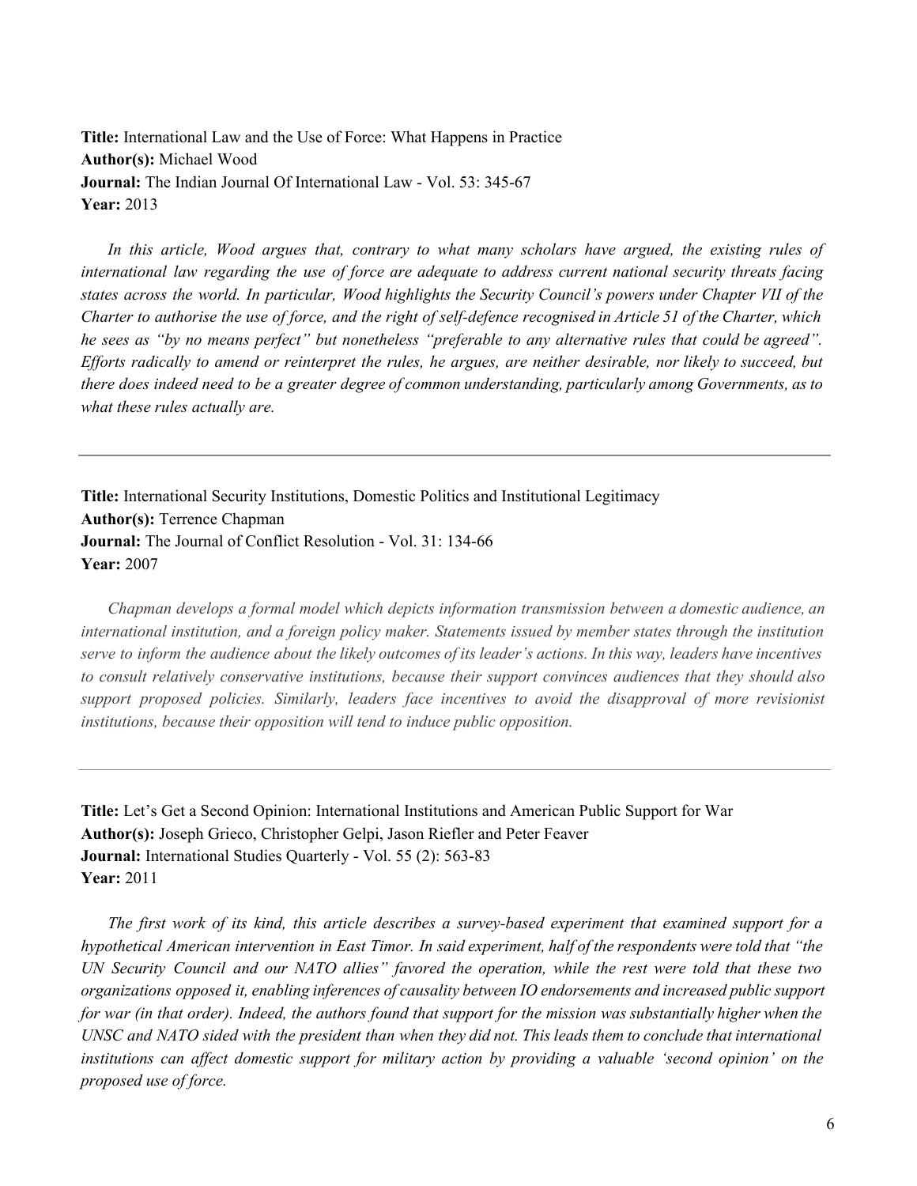**Title:** International Law and the Use of Force: What Happens in Practice
**Author(s):** Michael Wood
**Journal:** The Indian Journal Of International Law - Vol. 53: 345-67
**Year:** 2013

*In this article, Wood argues that, contrary to what many scholars have argued, the existing rules of international law regarding the use of force are adequate to address current national security threats facing states across the world. In particular, Wood highlights the Security Council's powers under Chapter VII of the Charter to authorise the use of force, and the right of self-defence recognised in Article 51 of the Charter, which he sees as "by no means perfect" but nonetheless "preferable to any alternative rules that could be agreed". Efforts radically to amend or reinterpret the rules, he argues, are neither desirable, nor likely to succeed, but there does indeed need to be a greater degree of common understanding, particularly among Governments, as to what these rules actually are.*

---

**Title:** International Security Institutions, Domestic Politics and Institutional Legitimacy
**Author(s):** Terrence Chapman
**Journal:** The Journal of Conflict Resolution - Vol. 31: 134-66
**Year:** 2007

*Chapman develops a formal model which depicts information transmission between a domestic audience, an international institution, and a foreign policy maker. Statements issued by member states through the institution serve to inform the audience about the likely outcomes of its leader's actions. In this way, leaders have incentives to consult relatively conservative institutions, because their support convinces audiences that they should also support proposed policies. Similarly, leaders face incentives to avoid the disapproval of more revisionist institutions, because their opposition will tend to induce public opposition.*

---

**Title:** Let's Get a Second Opinion: International Institutions and American Public Support for War
**Author(s):** Joseph Grieco, Christopher Gelpi, Jason Riefler and Peter Feaver
**Journal:** International Studies Quarterly - Vol. 55 (2): 563-83
**Year:** 2011

*The first work of its kind, this article describes a survey-based experiment that examined support for a hypothetical American intervention in East Timor. In said experiment, half of the respondents were told that "the UN Security Council and our NATO allies" favored the operation, while the rest were told that these two organizations opposed it, enabling inferences of causality between IO endorsements and increased public support for war (in that order). Indeed, the authors found that support for the mission was substantially higher when the UNSC and NATO sided with the president than when they did not. This leads them to conclude that international institutions can affect domestic support for military action by providing a valuable 'second opinion' on the proposed use of force.*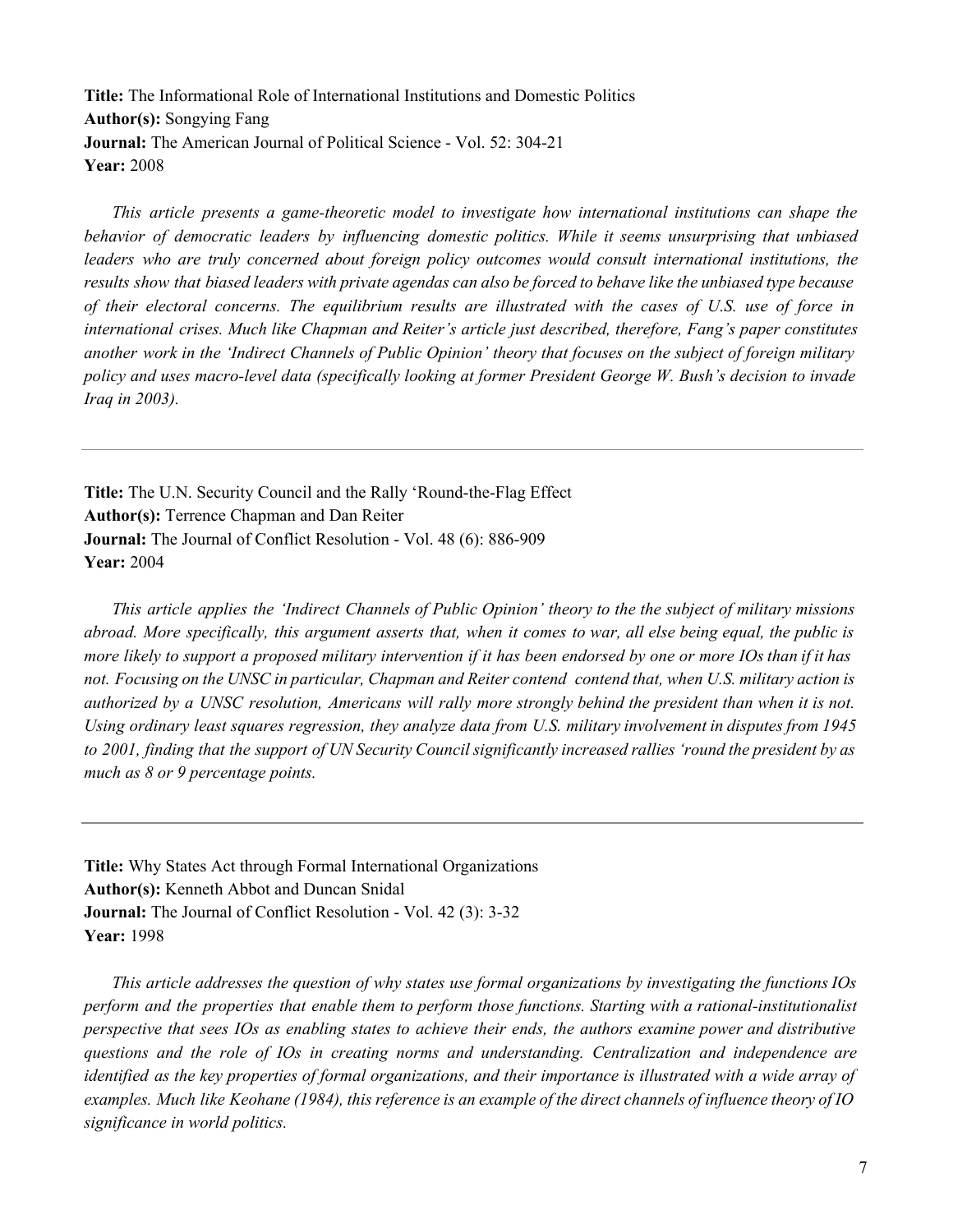**Title:** The Informational Role of International Institutions and Domestic Politics
**Author(s):** Songying Fang
**Journal:** The American Journal of Political Science - Vol. 52: 304-21
**Year:** 2008

*This article presents a game-theoretic model to investigate how international institutions can shape the behavior of democratic leaders by influencing domestic politics. While it seems unsurprising that unbiased leaders who are truly concerned about foreign policy outcomes would consult international institutions, the results show that biased leaders with private agendas can also be forced to behave like the unbiased type because of their electoral concerns. The equilibrium results are illustrated with the cases of U.S. use of force in international crises. Much like Chapman and Reiter's article just described, therefore, Fang's paper constitutes another work in the 'Indirect Channels of Public Opinion' theory that focuses on the subject of foreign military policy and uses macro-level data (specifically looking at former President George W. Bush's decision to invade Iraq in 2003).*

---

**Title:** The U.N. Security Council and the Rally 'Round-the-Flag Effect
**Author(s):** Terrence Chapman and Dan Reiter
**Journal:** The Journal of Conflict Resolution - Vol. 48 (6): 886-909
**Year:** 2004

*This article applies the 'Indirect Channels of Public Opinion' theory to the the subject of military missions abroad. More specifically, this argument asserts that, when it comes to war, all else being equal, the public is more likely to support a proposed military intervention if it has been endorsed by one or more IOs than if it has not. Focusing on the UNSC in particular, Chapman and Reiter contend contend that, when U.S. military action is authorized by a UNSC resolution, Americans will rally more strongly behind the president than when it is not. Using ordinary least squares regression, they analyze data from U.S. military involvement in disputes from 1945 to 2001, finding that the support of UN Security Council significantly increased rallies 'round the president by as much as 8 or 9 percentage points.*

---

**Title:** Why States Act through Formal International Organizations
**Author(s):** Kenneth Abbot and Duncan Snidal
**Journal:** The Journal of Conflict Resolution - Vol. 42 (3): 3-32
**Year:** 1998

*This article addresses the question of why states use formal organizations by investigating the functions IOs perform and the properties that enable them to perform those functions. Starting with a rational-institutionalist perspective that sees IOs as enabling states to achieve their ends, the authors examine power and distributive questions and the role of IOs in creating norms and understanding. Centralization and independence are identified as the key properties of formal organizations, and their importance is illustrated with a wide array of examples. Much like Keohane (1984), this reference is an example of the direct channels of influence theory of IO significance in world politics.*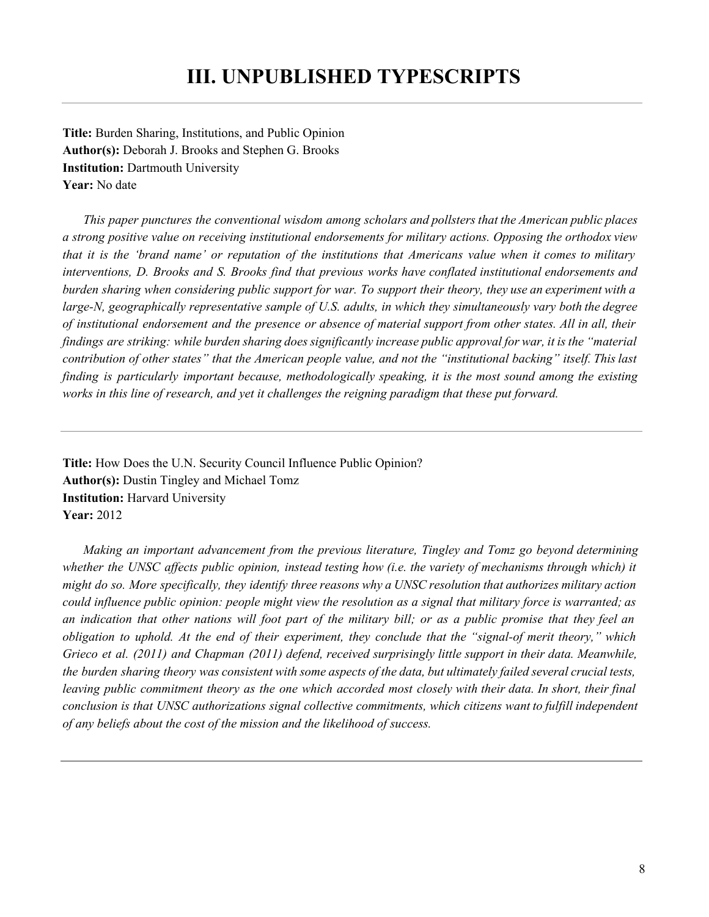# III. UNPUBLISHED TYPESCRIPTS

---

**Title:** Burden Sharing, Institutions, and Public Opinion
**Author(s):** Deborah J. Brooks and Stephen G. Brooks
**Institution:** Dartmouth University
**Year:** No date

*This paper punctures the conventional wisdom among scholars and pollsters that the American public places a strong positive value on receiving institutional endorsements for military actions. Opposing the orthodox view that it is the 'brand name' or reputation of the institutions that Americans value when it comes to military interventions, D. Brooks and S. Brooks find that previous works have conflated institutional endorsements and burden sharing when considering public support for war. To support their theory, they use an experiment with a large-N, geographically representative sample of U.S. adults, in which they simultaneously vary both the degree of institutional endorsement and the presence or absence of material support from other states. All in all, their findings are striking: while burden sharing does significantly increase public approval for war, it is the "material contribution of other states" that the American people value, and not the "institutional backing" itself. This last finding is particularly important because, methodologically speaking, it is the most sound among the existing works in this line of research, and yet it challenges the reigning paradigm that these put forward.*

---

**Title:** How Does the U.N. Security Council Influence Public Opinion?
**Author(s):** Dustin Tingley and Michael Tomz
**Institution:** Harvard University
**Year:** 2012

*Making an important advancement from the previous literature, Tingley and Tomz go beyond determining whether the UNSC affects public opinion, instead testing how (i.e. the variety of mechanisms through which) it might do so. More specifically, they identify three reasons why a UNSC resolution that authorizes military action could influence public opinion: people might view the resolution as a signal that military force is warranted; as an indication that other nations will foot part of the military bill; or as a public promise that they feel an obligation to uphold. At the end of their experiment, they conclude that the "signal-of merit theory," which Grieco et al. (2011) and Chapman (2011) defend, received surprisingly little support in their data. Meanwhile, the burden sharing theory was consistent with some aspects of the data, but ultimately failed several crucial tests, leaving public commitment theory as the one which accorded most closely with their data. In short, their final conclusion is that UNSC authorizations signal collective commitments, which citizens want to fulfill independent of any beliefs about the cost of the mission and the likelihood of success.*

---